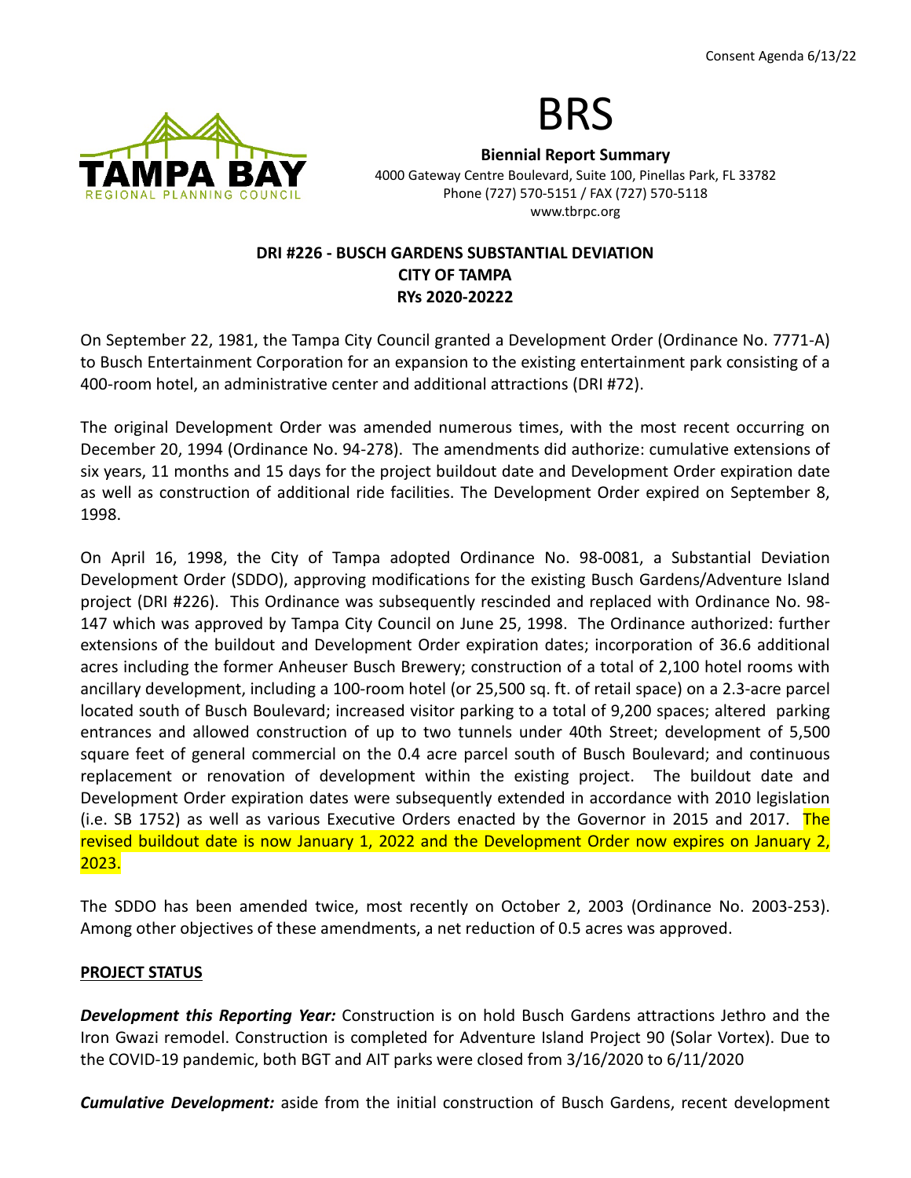Consent Agenda 6/13/22

TAMPA BAY
REGIONAL PLANNING COUNCIL

# BRS

**Biennial Report Summary**
4000 Gateway Centre Boulevard, Suite 100, Pinellas Park, FL 33782
Phone (727) 570-5151 / FAX (727) 570-5118
www.tbrpc.org

**DRI #226 - BUSCH GARDENS SUBSTANTIAL DEVIATION**
**CITY OF TAMPA**
**RYs 2020-20222**

On September 22, 1981, the Tampa City Council granted a Development Order (Ordinance No. 7771-A) to Busch Entertainment Corporation for an expansion to the existing entertainment park consisting of a 400-room hotel, an administrative center and additional attractions (DRI #72).

The original Development Order was amended numerous times, with the most recent occurring on December 20, 1994 (Ordinance No. 94-278). The amendments did authorize: cumulative extensions of six years, 11 months and 15 days for the project buildout date and Development Order expiration date as well as construction of additional ride facilities. The Development Order expired on September 8, 1998.

On April 16, 1998, the City of Tampa adopted Ordinance No. 98-0081, a Substantial Deviation Development Order (SDDO), approving modifications for the existing Busch Gardens/Adventure Island project (DRI #226). This Ordinance was subsequently rescinded and replaced with Ordinance No. 98-147 which was approved by Tampa City Council on June 25, 1998. The Ordinance authorized: further extensions of the buildout and Development Order expiration dates; incorporation of 36.6 additional acres including the former Anheuser Busch Brewery; construction of a total of 2,100 hotel rooms with ancillary development, including a 100-room hotel (or 25,500 sq. ft. of retail space) on a 2.3-acre parcel located south of Busch Boulevard; increased visitor parking to a total of 9,200 spaces; altered parking entrances and allowed construction of up to two tunnels under 40th Street; development of 5,500 square feet of general commercial on the 0.4 acre parcel south of Busch Boulevard; and continuous replacement or renovation of development within the existing project. The buildout date and Development Order expiration dates were subsequently extended in accordance with 2010 legislation (i.e. SB 1752) as well as various Executive Orders enacted by the Governor in 2015 and 2017. The revised buildout date is now January 1, 2022 and the Development Order now expires on January 2, 2023.

The SDDO has been amended twice, most recently on October 2, 2003 (Ordinance No. 2003-253). Among other objectives of these amendments, a net reduction of 0.5 acres was approved.

**PROJECT STATUS**

***Development this Reporting Year:*** Construction is on hold Busch Gardens attractions Jethro and the Iron Gwazi remodel. Construction is completed for Adventure Island Project 90 (Solar Vortex). Due to the COVID-19 pandemic, both BGT and AIT parks were closed from 3/16/2020 to 6/11/2020

***Cumulative Development:*** aside from the initial construction of Busch Gardens, recent development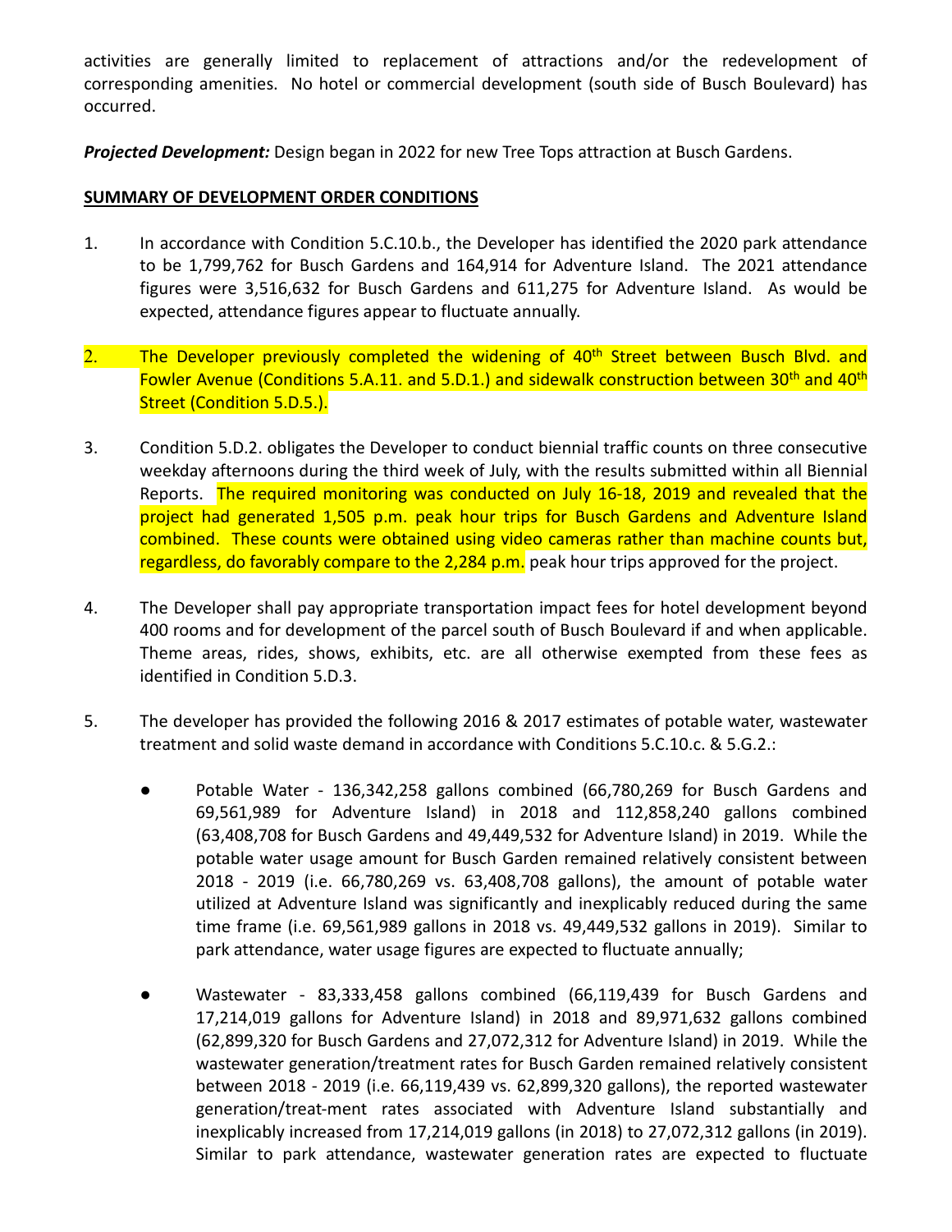activities are generally limited to replacement of attractions and/or the redevelopment of corresponding amenities. No hotel or commercial development (south side of Busch Boulevard) has occurred.

***Projected Development:*** Design began in 2022 for new Tree Tops attraction at Busch Gardens.

**SUMMARY OF DEVELOPMENT ORDER CONDITIONS**

1. In accordance with Condition 5.C.10.b., the Developer has identified the 2020 park attendance to be 1,799,762 for Busch Gardens and 164,914 for Adventure Island. The 2021 attendance figures were 3,516,632 for Busch Gardens and 611,275 for Adventure Island. As would be expected, attendance figures appear to fluctuate annually.

2. The Developer previously completed the widening of 40th Street between Busch Blvd. and Fowler Avenue (Conditions 5.A.11. and 5.D.1.) and sidewalk construction between 30th and 40th Street (Condition 5.D.5.).

3. Condition 5.D.2. obligates the Developer to conduct biennial traffic counts on three consecutive weekday afternoons during the third week of July, with the results submitted within all Biennial Reports. The required monitoring was conducted on July 16-18, 2019 and revealed that the project had generated 1,505 p.m. peak hour trips for Busch Gardens and Adventure Island combined. These counts were obtained using video cameras rather than machine counts but, regardless, do favorably compare to the 2,284 p.m. peak hour trips approved for the project.

4. The Developer shall pay appropriate transportation impact fees for hotel development beyond 400 rooms and for development of the parcel south of Busch Boulevard if and when applicable. Theme areas, rides, shows, exhibits, etc. are all otherwise exempted from these fees as identified in Condition 5.D.3.

5. The developer has provided the following 2016 & 2017 estimates of potable water, wastewater treatment and solid waste demand in accordance with Conditions 5.C.10.c. & 5.G.2.:

   - Potable Water - 136,342,258 gallons combined (66,780,269 for Busch Gardens and 69,561,989 for Adventure Island) in 2018 and 112,858,240 gallons combined (63,408,708 for Busch Gardens and 49,449,532 for Adventure Island) in 2019. While the potable water usage amount for Busch Garden remained relatively consistent between 2018 - 2019 (i.e. 66,780,269 vs. 63,408,708 gallons), the amount of potable water utilized at Adventure Island was significantly and inexplicably reduced during the same time frame (i.e. 69,561,989 gallons in 2018 vs. 49,449,532 gallons in 2019). Similar to park attendance, water usage figures are expected to fluctuate annually;

   - Wastewater - 83,333,458 gallons combined (66,119,439 for Busch Gardens and 17,214,019 gallons for Adventure Island) in 2018 and 89,971,632 gallons combined (62,899,320 for Busch Gardens and 27,072,312 for Adventure Island) in 2019. While the wastewater generation/treatment rates for Busch Garden remained relatively consistent between 2018 - 2019 (i.e. 66,119,439 vs. 62,899,320 gallons), the reported wastewater generation/treat-ment rates associated with Adventure Island substantially and inexplicably increased from 17,214,019 gallons (in 2018) to 27,072,312 gallons (in 2019). Similar to park attendance, wastewater generation rates are expected to fluctuate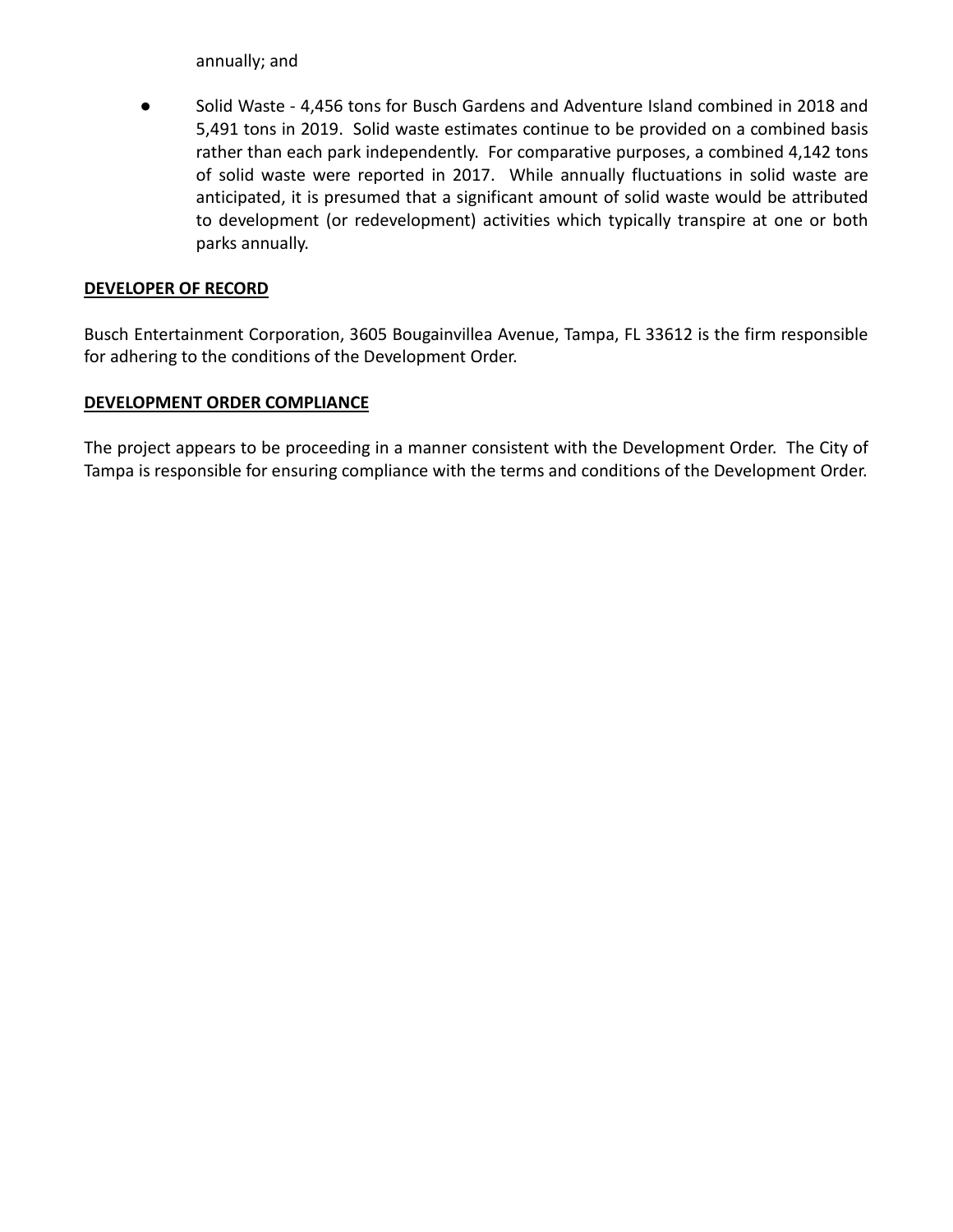annually; and

- Solid Waste - 4,456 tons for Busch Gardens and Adventure Island combined in 2018 and 5,491 tons in 2019. Solid waste estimates continue to be provided on a combined basis rather than each park independently. For comparative purposes, a combined 4,142 tons of solid waste were reported in 2017. While annually fluctuations in solid waste are anticipated, it is presumed that a significant amount of solid waste would be attributed to development (or redevelopment) activities which typically transpire at one or both parks annually.

**DEVELOPER OF RECORD**

Busch Entertainment Corporation, 3605 Bougainvillea Avenue, Tampa, FL 33612 is the firm responsible for adhering to the conditions of the Development Order.

**DEVELOPMENT ORDER COMPLIANCE**

The project appears to be proceeding in a manner consistent with the Development Order. The City of Tampa is responsible for ensuring compliance with the terms and conditions of the Development Order.